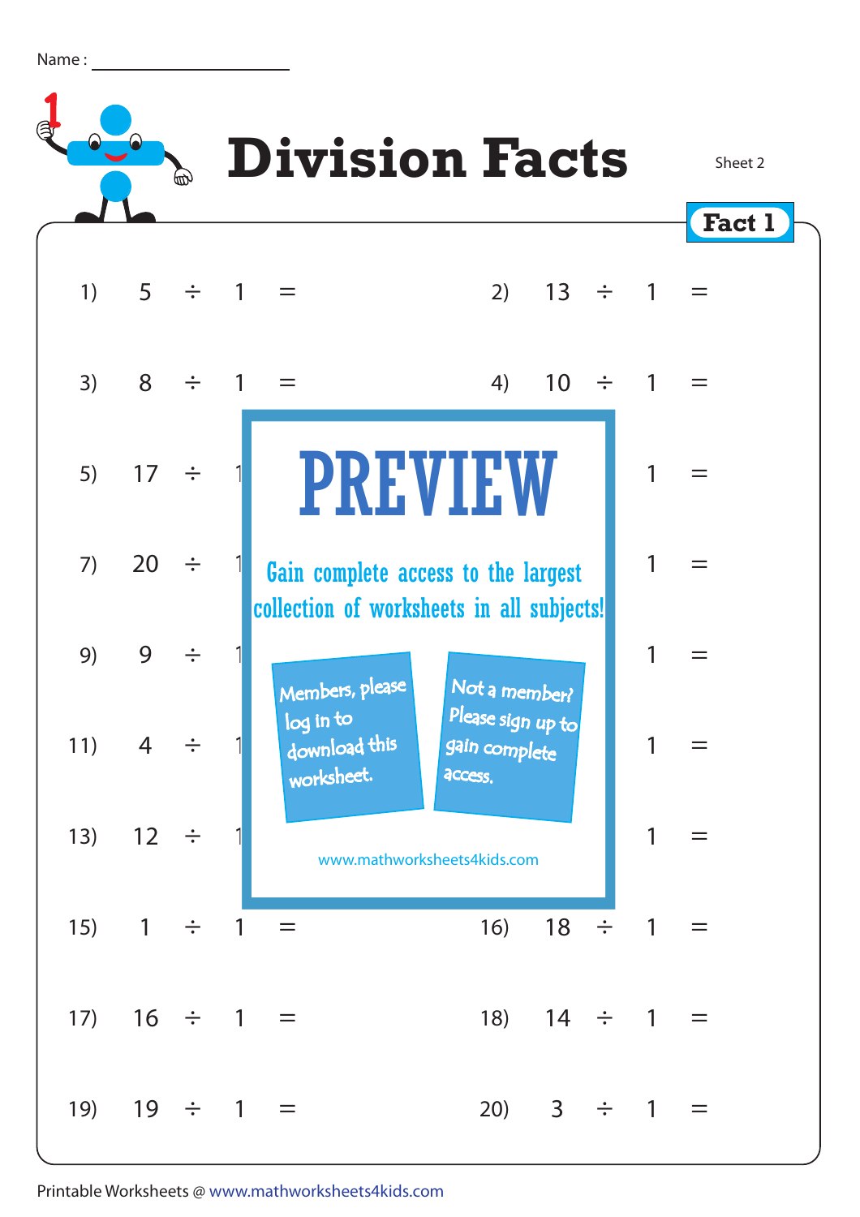Name : ______________________

# Division Facts

Sheet 2

**Fact 1**

| | |
|---|---|
| 1) 5 ÷ 1 = | 2) 13 ÷ 1 = |
| 3) 8 ÷ 1 = | 4) 10 ÷ 1 = |
| 5) 17 ÷ 1 | 1 = |
| 7) 20 ÷ 1 | 1 = |
| 9) 9 ÷ 1 | 1 = |
| 11) 4 ÷ 1 | 1 = |
| 13) 12 ÷ 1 | 1 = |
| 15) 1 ÷ 1 = | 16) 18 ÷ 1 = |
| 17) 16 ÷ 1 = | 18) 14 ÷ 1 = |
| 19) 19 ÷ 1 = | 20) 3 ÷ 1 = |

PREVIEW

Gain complete access to the largest collection of worksheets in all subjects!

Members, please log in to download this worksheet.

Not a member? Please sign up to gain complete access.

www.mathworksheets4kids.com

Printable Worksheets @ www.mathworksheets4kids.com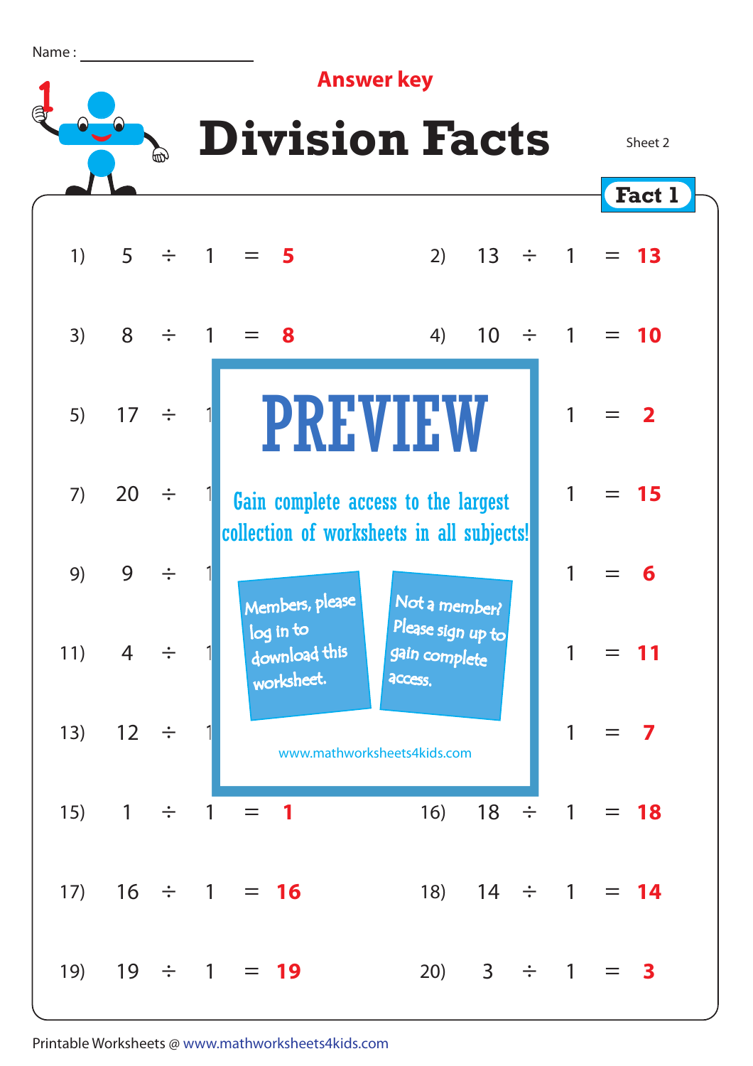Name : ___________________

**Answer key**

# Division Facts

Sheet 2

**Fact 1**

1) $5 \div 1 =$ **5**

2) $13 \div 1 =$ **13**

3) $8 \div 1 =$ **8**

4) $10 \div 1 =$ **10**

5) $17 \div 1$

6) $1 =$ **2**

7) $20 \div 1$

8) $1 =$ **15**

9) $9 \div 1$

10) $1 =$ **6**

11) $4 \div 1$

12) $1 =$ **11**

13) $12 \div 1$

14) $1 =$ **7**

15) $1 \div 1 =$ **1**

16) $18 \div 1 =$ **18**

17) $16 \div 1 =$ **16**

18) $14 \div 1 =$ **14**

19) $19 \div 1 =$ **19**

20) $3 \div 1 =$ **3**

**PREVIEW**

Gain complete access to the largest collection of worksheets in all subjects!

Members, please log in to download this worksheet.

Not a member? Please sign up to gain complete access.

www.mathworksheets4kids.com

Printable Worksheets @ www.mathworksheets4kids.com